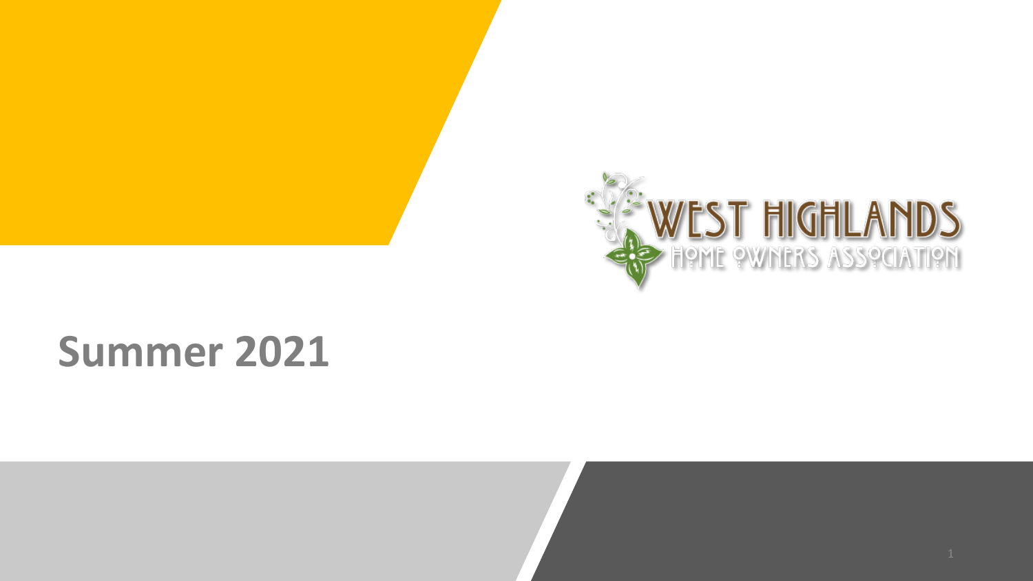WEST HIGHLANDS
HOME OWNERS ASSOCIATION

# Summer 2021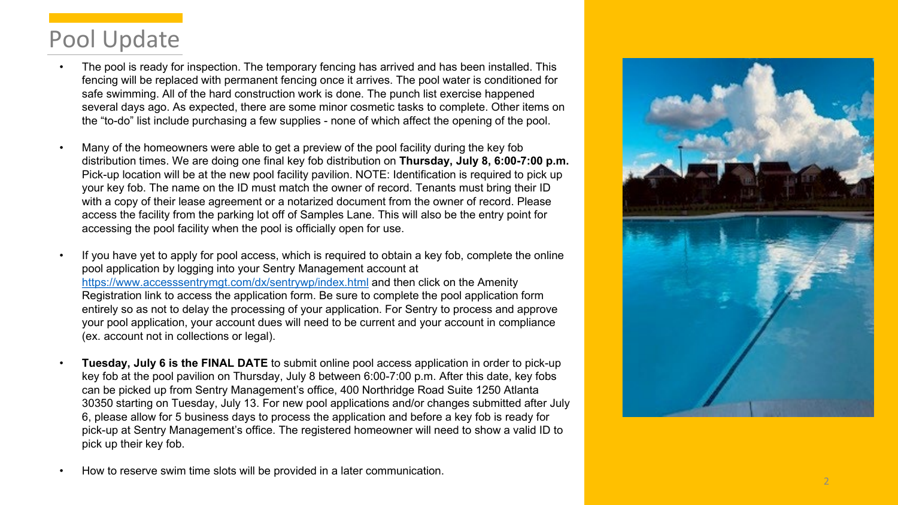# Pool Update

- The pool is ready for inspection. The temporary fencing has arrived and has been installed. This fencing will be replaced with permanent fencing once it arrives. The pool water is conditioned for safe swimming. All of the hard construction work is done. The punch list exercise happened several days ago. As expected, there are some minor cosmetic tasks to complete. Other items on the "to-do" list include purchasing a few supplies - none of which affect the opening of the pool.

- Many of the homeowners were able to get a preview of the pool facility during the key fob distribution times. We are doing one final key fob distribution on **Thursday, July 8, 6:00-7:00 p.m.** Pick-up location will be at the new pool facility pavilion. NOTE: Identification is required to pick up your key fob. The name on the ID must match the owner of record. Tenants must bring their ID with a copy of their lease agreement or a notarized document from the owner of record. Please access the facility from the parking lot off of Samples Lane. This will also be the entry point for accessing the pool facility when the pool is officially open for use.

- If you have yet to apply for pool access, which is required to obtain a key fob, complete the online pool application by logging into your Sentry Management account at [https://www.accesssentrymgt.com/dx/sentrywp/index.html](https://www.accesssentrymgt.com/dx/sentrywp/index.html) and then click on the Amenity Registration link to access the application form. Be sure to complete the pool application form entirely so as not to delay the processing of your application. For Sentry to process and approve your pool application, your account dues will need to be current and your account in compliance (ex. account not in collections or legal).

- **Tuesday, July 6 is the FINAL DATE** to submit online pool access application in order to pick-up key fob at the pool pavilion on Thursday, July 8 between 6:00-7:00 p.m. After this date, key fobs can be picked up from Sentry Management's office, 400 Northridge Road Suite 1250 Atlanta 30350 starting on Tuesday, July 13. For new pool applications and/or changes submitted after July 6, please allow for 5 business days to process the application and before a key fob is ready for pick-up at Sentry Management's office. The registered homeowner will need to show a valid ID to pick up their key fob.

- How to reserve swim time slots will be provided in a later communication.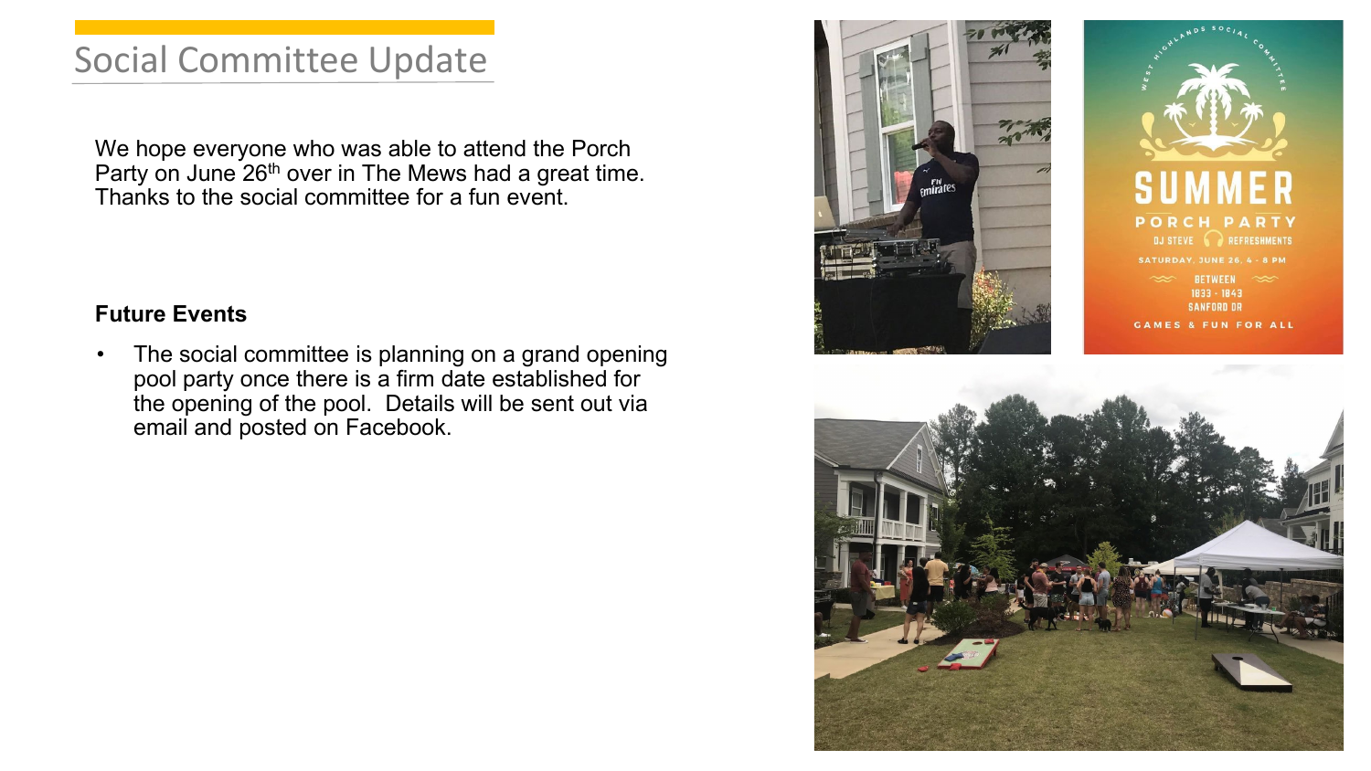# Social Committee Update

We hope everyone who was able to attend the Porch Party on June 26th over in The Mews had a great time. Thanks to the social committee for a fun event.

**Future Events**

- The social committee is planning on a grand opening pool party once there is a firm date established for the opening of the pool. Details will be sent out via email and posted on Facebook.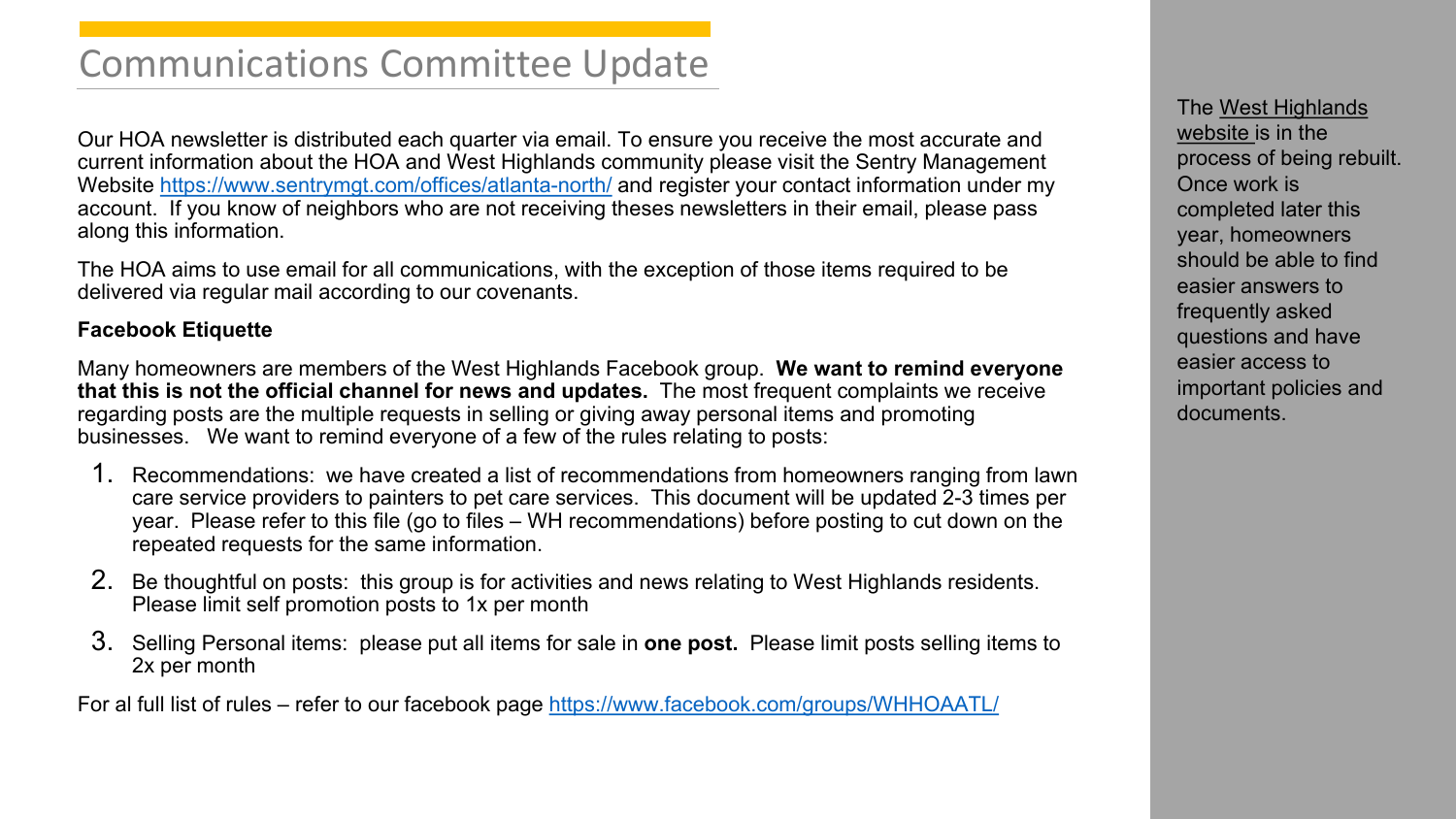# Communications Committee Update

Our HOA newsletter is distributed each quarter via email. To ensure you receive the most accurate and current information about the HOA and West Highlands community please visit the Sentry Management Website https://www.sentrymgt.com/offices/atlanta-north/ and register your contact information under my account. If you know of neighbors who are not receiving theses newsletters in their email, please pass along this information.

The HOA aims to use email for all communications, with the exception of those items required to be delivered via regular mail according to our covenants.

**Facebook Etiquette**

Many homeowners are members of the West Highlands Facebook group. **We want to remind everyone that this is not the official channel for news and updates.** The most frequent complaints we receive regarding posts are the multiple requests in selling or giving away personal items and promoting businesses. We want to remind everyone of a few of the rules relating to posts:

1. Recommendations: we have created a list of recommendations from homeowners ranging from lawn care service providers to painters to pet care services. This document will be updated 2-3 times per year. Please refer to this file (go to files – WH recommendations) before posting to cut down on the repeated requests for the same information.
2. Be thoughtful on posts: this group is for activities and news relating to West Highlands residents. Please limit self promotion posts to 1x per month
3. Selling Personal items: please put all items for sale in **one post.** Please limit posts selling items to 2x per month

For al full list of rules – refer to our facebook page https://www.facebook.com/groups/WHHOAATL/

The West Highlands website is in the process of being rebuilt. Once work is completed later this year, homeowners should be able to find easier answers to frequently asked questions and have easier access to important policies and documents.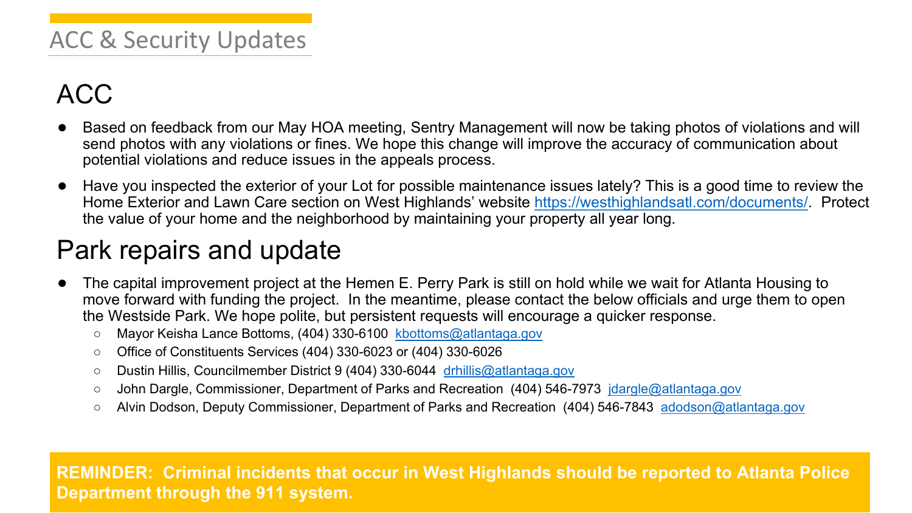# ACC & Security Updates

## ACC

- Based on feedback from our May HOA meeting, Sentry Management will now be taking photos of violations and will send photos with any violations or fines. We hope this change will improve the accuracy of communication about potential violations and reduce issues in the appeals process.
- Have you inspected the exterior of your Lot for possible maintenance issues lately? This is a good time to review the Home Exterior and Lawn Care section on West Highlands' website https://westhighlandsatl.com/documents/. Protect the value of your home and the neighborhood by maintaining your property all year long.

## Park repairs and update

- The capital improvement project at the Hemen E. Perry Park is still on hold while we wait for Atlanta Housing to move forward with funding the project. In the meantime, please contact the below officials and urge them to open the Westside Park. We hope polite, but persistent requests will encourage a quicker response.
  - Mayor Keisha Lance Bottoms, (404) 330-6100 kbottoms@atlantaga.gov
  - Office of Constituents Services (404) 330-6023 or (404) 330-6026
  - Dustin Hillis, Councilmember District 9 (404) 330-6044 drhillis@atlantaga.gov
  - John Dargle, Commissioner, Department of Parks and Recreation (404) 546-7973 jdargle@atlantaga.gov
  - Alvin Dodson, Deputy Commissioner, Department of Parks and Recreation (404) 546-7843 adodson@atlantaga.gov

**REMINDER: Criminal incidents that occur in West Highlands should be reported to Atlanta Police Department through the 911 system.**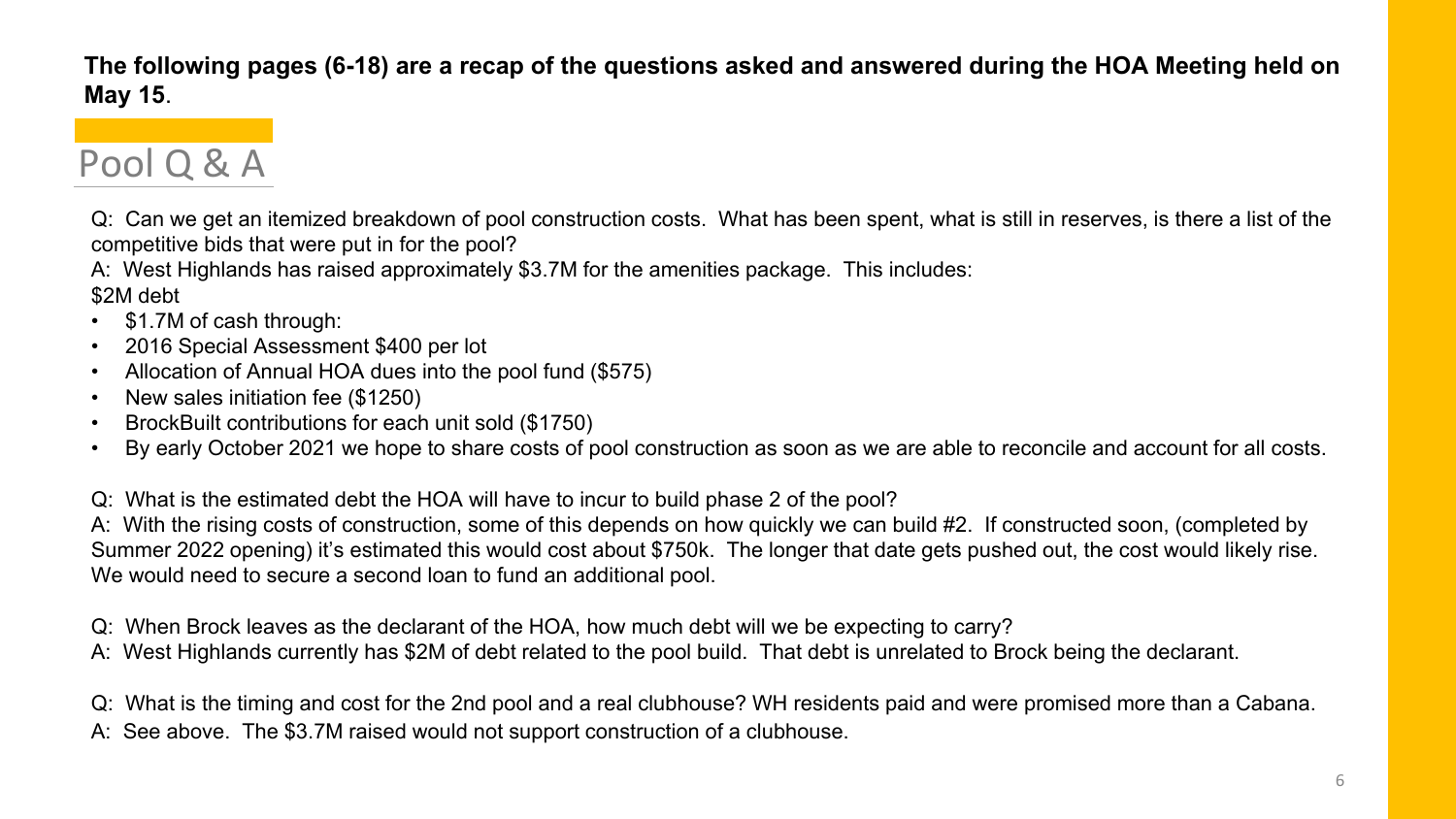**The following pages (6-18) are a recap of the questions asked and answered during the HOA Meeting held on May 15**.

## Pool Q & A

Q: Can we get an itemized breakdown of pool construction costs. What has been spent, what is still in reserves, is there a list of the competitive bids that were put in for the pool?

A: West Highlands has raised approximately $3.7M for the amenities package. This includes:

$2M debt

- $1.7M of cash through:
- 2016 Special Assessment $400 per lot
- Allocation of Annual HOA dues into the pool fund ($575)
- New sales initiation fee ($1250)
- BrockBuilt contributions for each unit sold ($1750)
- By early October 2021 we hope to share costs of pool construction as soon as we are able to reconcile and account for all costs.

Q: What is the estimated debt the HOA will have to incur to build phase 2 of the pool?

A: With the rising costs of construction, some of this depends on how quickly we can build #2. If constructed soon, (completed by Summer 2022 opening) it's estimated this would cost about $750k. The longer that date gets pushed out, the cost would likely rise. We would need to secure a second loan to fund an additional pool.

Q: When Brock leaves as the declarant of the HOA, how much debt will we be expecting to carry?

A: West Highlands currently has $2M of debt related to the pool build. That debt is unrelated to Brock being the declarant.

Q: What is the timing and cost for the 2nd pool and a real clubhouse? WH residents paid and were promised more than a Cabana.

A: See above. The $3.7M raised would not support construction of a clubhouse.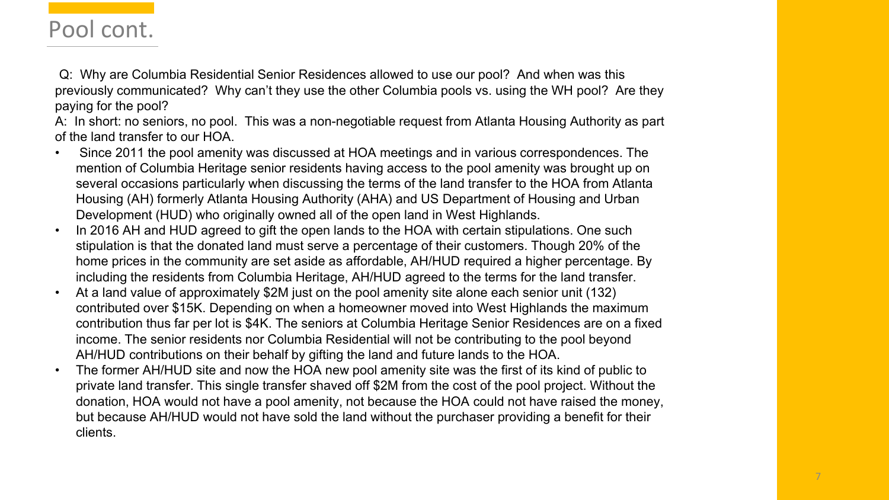# Pool cont.

Q: Why are Columbia Residential Senior Residences allowed to use our pool? And when was this previously communicated? Why can't they use the other Columbia pools vs. using the WH pool? Are they paying for the pool?

A: In short: no seniors, no pool. This was a non-negotiable request from Atlanta Housing Authority as part of the land transfer to our HOA.

- Since 2011 the pool amenity was discussed at HOA meetings and in various correspondences. The mention of Columbia Heritage senior residents having access to the pool amenity was brought up on several occasions particularly when discussing the terms of the land transfer to the HOA from Atlanta Housing (AH) formerly Atlanta Housing Authority (AHA) and US Department of Housing and Urban Development (HUD) who originally owned all of the open land in West Highlands.
- In 2016 AH and HUD agreed to gift the open lands to the HOA with certain stipulations. One such stipulation is that the donated land must serve a percentage of their customers. Though 20% of the home prices in the community are set aside as affordable, AH/HUD required a higher percentage. By including the residents from Columbia Heritage, AH/HUD agreed to the terms for the land transfer.
- At a land value of approximately $2M just on the pool amenity site alone each senior unit (132) contributed over $15K. Depending on when a homeowner moved into West Highlands the maximum contribution thus far per lot is $4K. The seniors at Columbia Heritage Senior Residences are on a fixed income. The senior residents nor Columbia Residential will not be contributing to the pool beyond AH/HUD contributions on their behalf by gifting the land and future lands to the HOA.
- The former AH/HUD site and now the HOA new pool amenity site was the first of its kind of public to private land transfer. This single transfer shaved off $2M from the cost of the pool project. Without the donation, HOA would not have a pool amenity, not because the HOA could not have raised the money, but because AH/HUD would not have sold the land without the purchaser providing a benefit for their clients.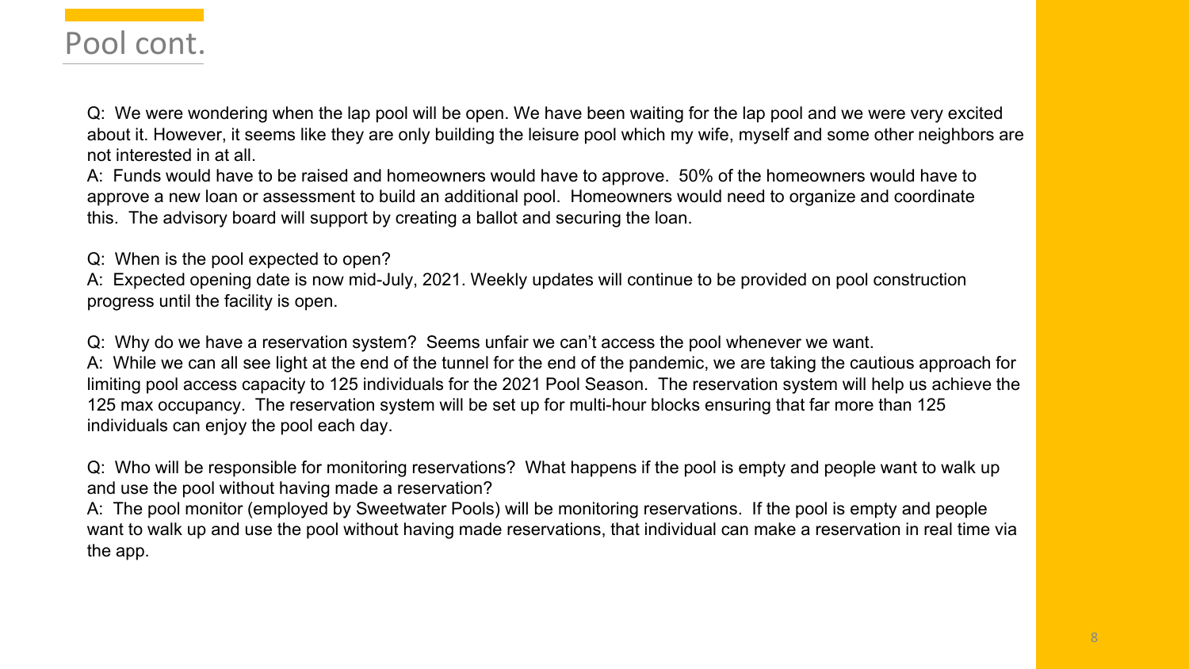# Pool cont.

Q: We were wondering when the lap pool will be open. We have been waiting for the lap pool and we were very excited about it. However, it seems like they are only building the leisure pool which my wife, myself and some other neighbors are not interested in at all.
A: Funds would have to be raised and homeowners would have to approve. 50% of the homeowners would have to approve a new loan or assessment to build an additional pool. Homeowners would need to organize and coordinate this. The advisory board will support by creating a ballot and securing the loan.

Q: When is the pool expected to open?
A: Expected opening date is now mid-July, 2021. Weekly updates will continue to be provided on pool construction progress until the facility is open.

Q: Why do we have a reservation system? Seems unfair we can't access the pool whenever we want.
A: While we can all see light at the end of the tunnel for the end of the pandemic, we are taking the cautious approach for limiting pool access capacity to 125 individuals for the 2021 Pool Season. The reservation system will help us achieve the 125 max occupancy. The reservation system will be set up for multi-hour blocks ensuring that far more than 125 individuals can enjoy the pool each day.

Q: Who will be responsible for monitoring reservations? What happens if the pool is empty and people want to walk up and use the pool without having made a reservation?
A: The pool monitor (employed by Sweetwater Pools) will be monitoring reservations. If the pool is empty and people want to walk up and use the pool without having made reservations, that individual can make a reservation in real time via the app.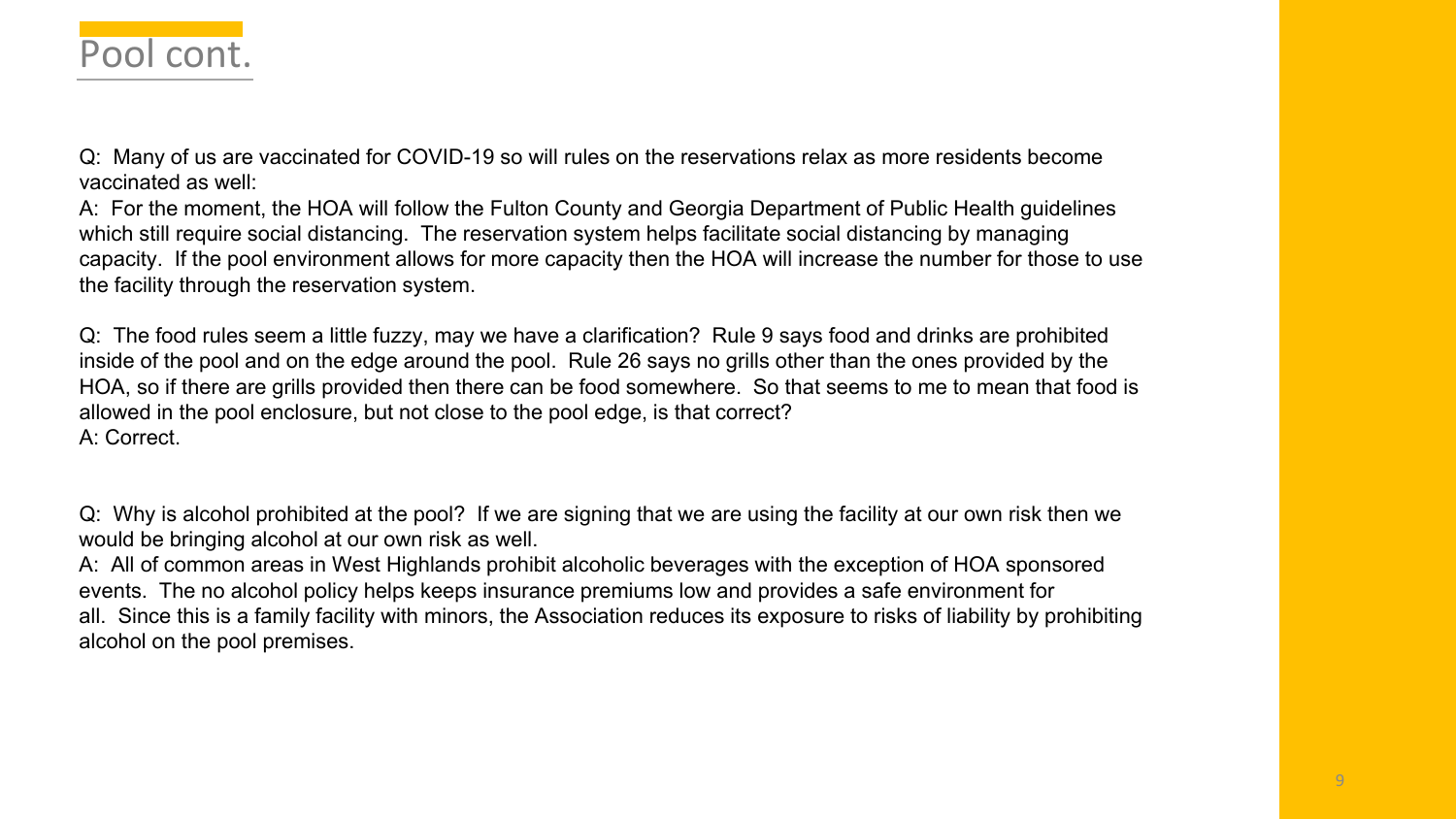# Pool cont.

Q: Many of us are vaccinated for COVID-19 so will rules on the reservations relax as more residents become vaccinated as well:

A: For the moment, the HOA will follow the Fulton County and Georgia Department of Public Health guidelines which still require social distancing. The reservation system helps facilitate social distancing by managing capacity. If the pool environment allows for more capacity then the HOA will increase the number for those to use the facility through the reservation system.

Q: The food rules seem a little fuzzy, may we have a clarification? Rule 9 says food and drinks are prohibited inside of the pool and on the edge around the pool. Rule 26 says no grills other than the ones provided by the HOA, so if there are grills provided then there can be food somewhere. So that seems to me to mean that food is allowed in the pool enclosure, but not close to the pool edge, is that correct?

A: Correct.

Q: Why is alcohol prohibited at the pool? If we are signing that we are using the facility at our own risk then we would be bringing alcohol at our own risk as well.

A: All of common areas in West Highlands prohibit alcoholic beverages with the exception of HOA sponsored events. The no alcohol policy helps keeps insurance premiums low and provides a safe environment for all. Since this is a family facility with minors, the Association reduces its exposure to risks of liability by prohibiting alcohol on the pool premises.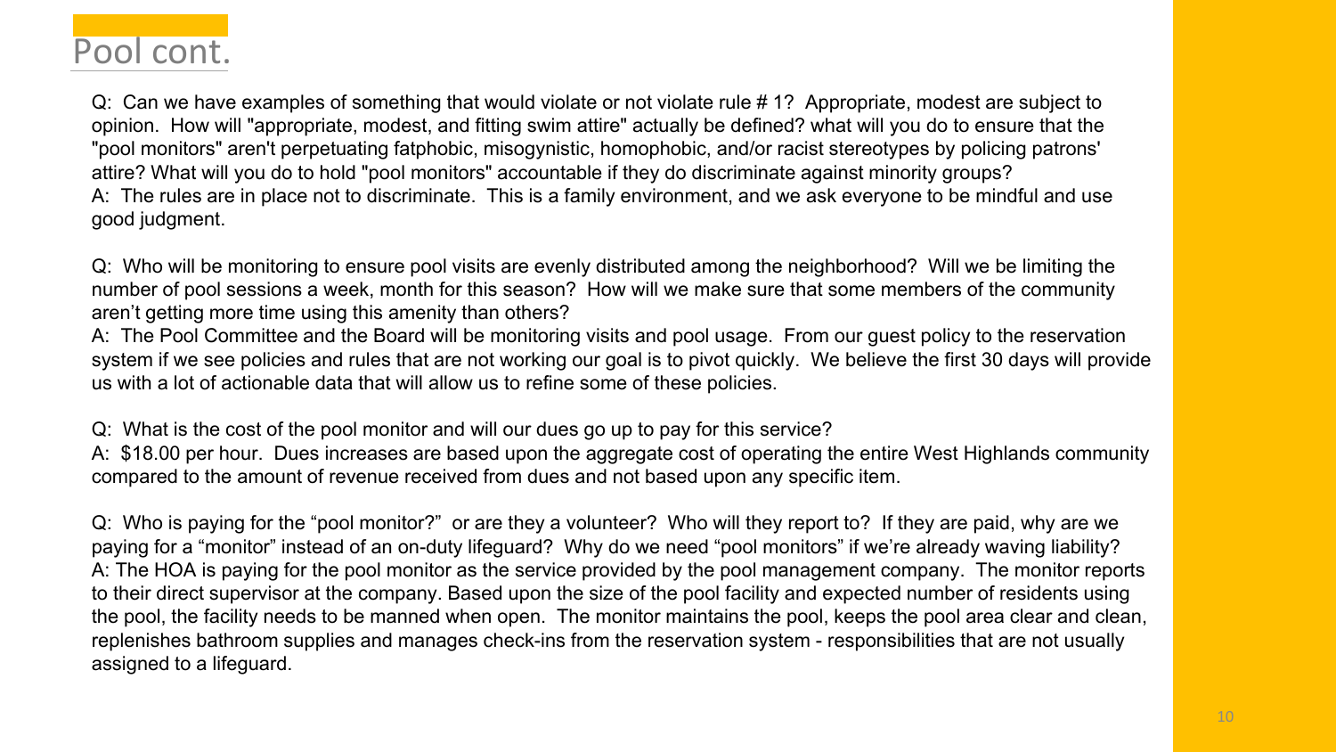# Pool cont.

Q: Can we have examples of something that would violate or not violate rule # 1? Appropriate, modest are subject to opinion. How will "appropriate, modest, and fitting swim attire" actually be defined? what will you do to ensure that the "pool monitors" aren't perpetuating fatphobic, misogynistic, homophobic, and/or racist stereotypes by policing patrons' attire? What will you do to hold "pool monitors" accountable if they do discriminate against minority groups?
A: The rules are in place not to discriminate. This is a family environment, and we ask everyone to be mindful and use good judgment.

Q: Who will be monitoring to ensure pool visits are evenly distributed among the neighborhood? Will we be limiting the number of pool sessions a week, month for this season? How will we make sure that some members of the community aren't getting more time using this amenity than others?
A: The Pool Committee and the Board will be monitoring visits and pool usage. From our guest policy to the reservation system if we see policies and rules that are not working our goal is to pivot quickly. We believe the first 30 days will provide us with a lot of actionable data that will allow us to refine some of these policies.

Q: What is the cost of the pool monitor and will our dues go up to pay for this service?
A: $18.00 per hour. Dues increases are based upon the aggregate cost of operating the entire West Highlands community compared to the amount of revenue received from dues and not based upon any specific item.

Q: Who is paying for the "pool monitor?" or are they a volunteer? Who will they report to? If they are paid, why are we paying for a "monitor" instead of an on-duty lifeguard? Why do we need "pool monitors" if we're already waving liability?
A: The HOA is paying for the pool monitor as the service provided by the pool management company. The monitor reports to their direct supervisor at the company. Based upon the size of the pool facility and expected number of residents using the pool, the facility needs to be manned when open. The monitor maintains the pool, keeps the pool area clear and clean, replenishes bathroom supplies and manages check-ins from the reservation system - responsibilities that are not usually assigned to a lifeguard.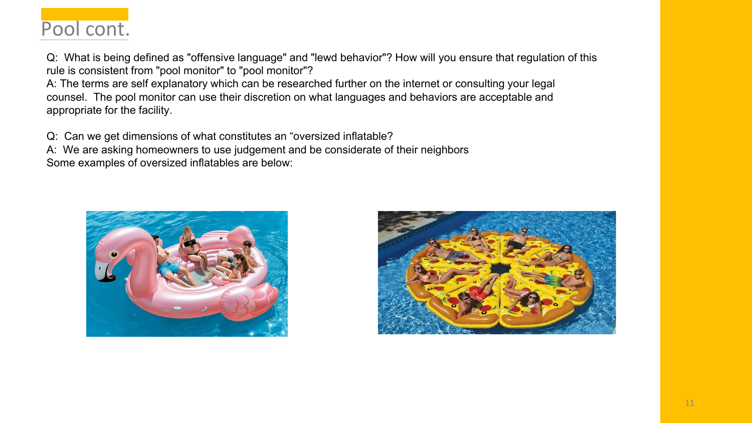# Pool cont.

Q: What is being defined as "offensive language" and "lewd behavior"? How will you ensure that regulation of this rule is consistent from "pool monitor" to "pool monitor"?

A: The terms are self explanatory which can be researched further on the internet or consulting your legal counsel. The pool monitor can use their discretion on what languages and behaviors are acceptable and appropriate for the facility.

Q: Can we get dimensions of what constitutes an “oversized inflatable?

A: We are asking homeowners to use judgement and be considerate of their neighbors

Some examples of oversized inflatables are below: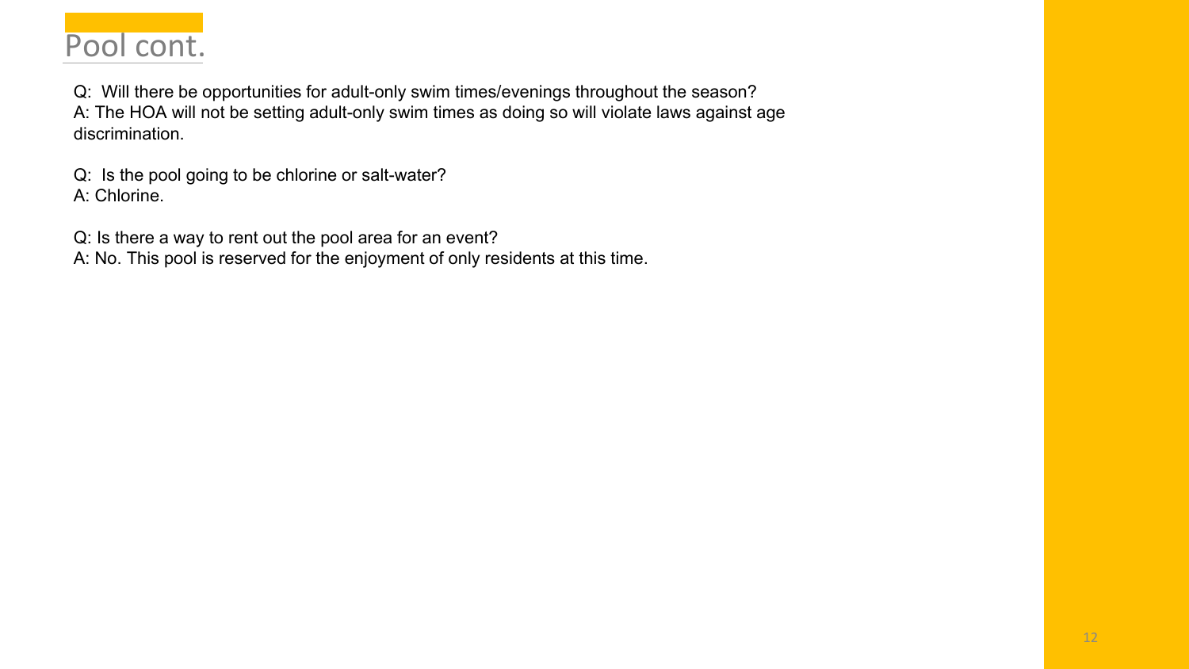# Pool cont.

Q: Will there be opportunities for adult-only swim times/evenings throughout the season?
A: The HOA will not be setting adult-only swim times as doing so will violate laws against age discrimination.

Q: Is the pool going to be chlorine or salt-water?
A: Chlorine.

Q: Is there a way to rent out the pool area for an event?
A: No. This pool is reserved for the enjoyment of only residents at this time.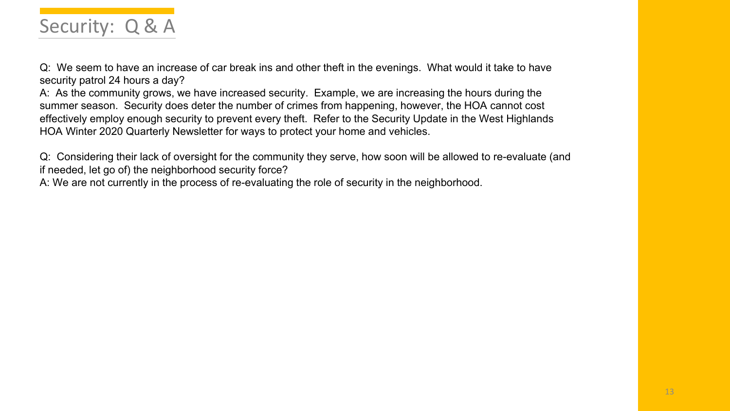# Security: Q & A

Q: We seem to have an increase of car break ins and other theft in the evenings. What would it take to have security patrol 24 hours a day?

A: As the community grows, we have increased security. Example, we are increasing the hours during the summer season. Security does deter the number of crimes from happening, however, the HOA cannot cost effectively employ enough security to prevent every theft. Refer to the Security Update in the West Highlands HOA Winter 2020 Quarterly Newsletter for ways to protect your home and vehicles.

Q: Considering their lack of oversight for the community they serve, how soon will be allowed to re-evaluate (and if needed, let go of) the neighborhood security force?

A: We are not currently in the process of re-evaluating the role of security in the neighborhood.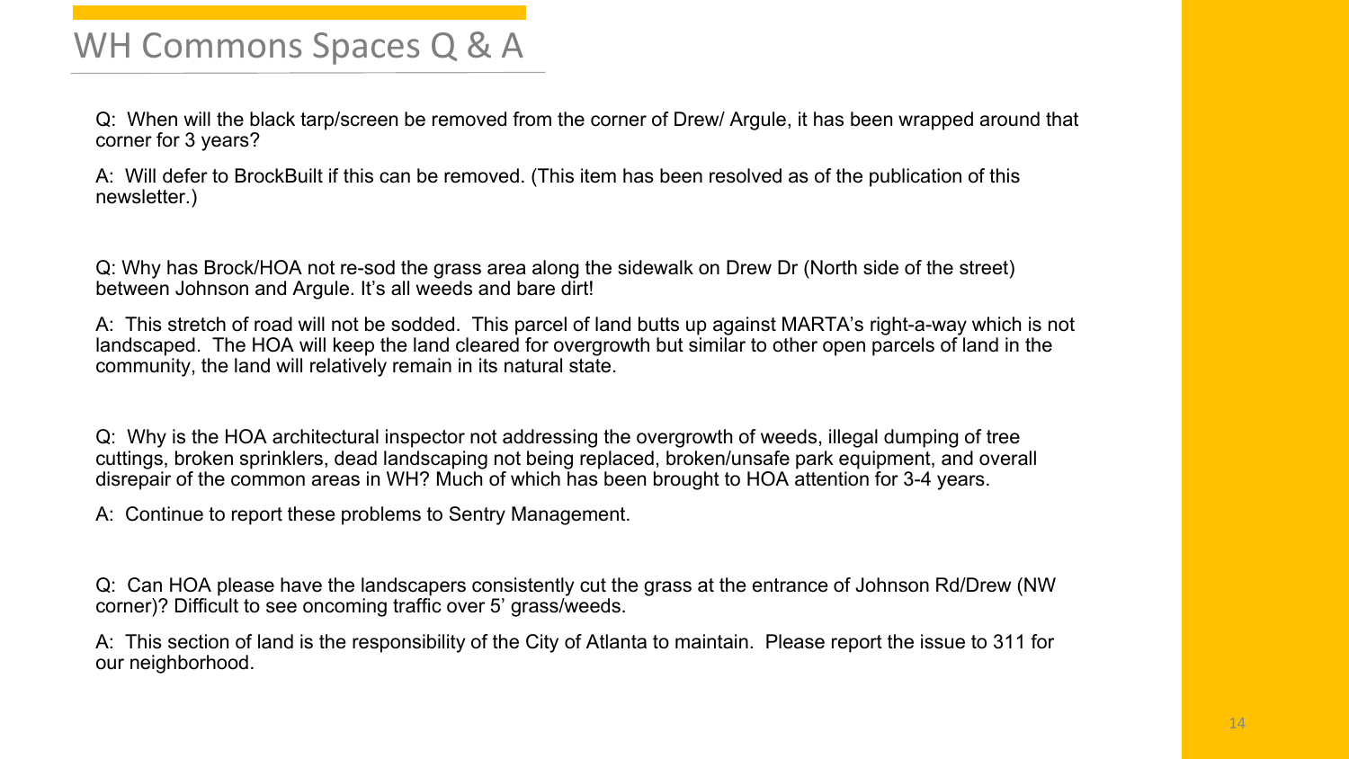# WH Commons Spaces Q & A

Q: When will the black tarp/screen be removed from the corner of Drew/ Argule, it has been wrapped around that corner for 3 years?

A: Will defer to BrockBuilt if this can be removed. (This item has been resolved as of the publication of this newsletter.)

Q: Why has Brock/HOA not re-sod the grass area along the sidewalk on Drew Dr (North side of the street) between Johnson and Argule. It's all weeds and bare dirt!

A: This stretch of road will not be sodded. This parcel of land butts up against MARTA's right-a-way which is not landscaped. The HOA will keep the land cleared for overgrowth but similar to other open parcels of land in the community, the land will relatively remain in its natural state.

Q: Why is the HOA architectural inspector not addressing the overgrowth of weeds, illegal dumping of tree cuttings, broken sprinklers, dead landscaping not being replaced, broken/unsafe park equipment, and overall disrepair of the common areas in WH? Much of which has been brought to HOA attention for 3-4 years.

A: Continue to report these problems to Sentry Management.

Q: Can HOA please have the landscapers consistently cut the grass at the entrance of Johnson Rd/Drew (NW corner)? Difficult to see oncoming traffic over 5' grass/weeds.

A: This section of land is the responsibility of the City of Atlanta to maintain. Please report the issue to 311 for our neighborhood.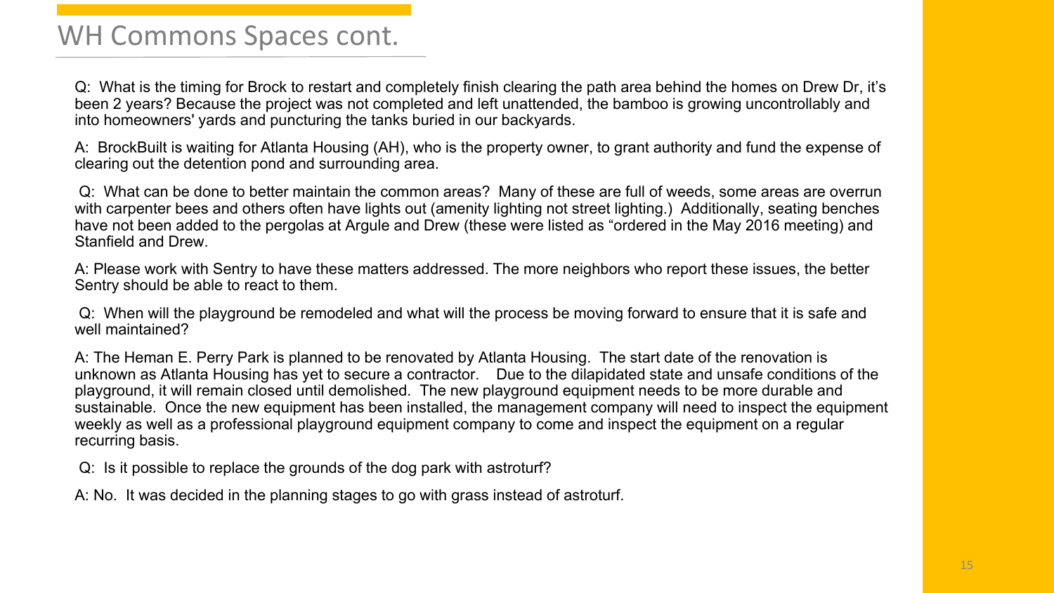# WH Commons Spaces cont.

Q: What is the timing for Brock to restart and completely finish clearing the path area behind the homes on Drew Dr, it's been 2 years? Because the project was not completed and left unattended, the bamboo is growing uncontrollably and into homeowners' yards and puncturing the tanks buried in our backyards.

A: BrockBuilt is waiting for Atlanta Housing (AH), who is the property owner, to grant authority and fund the expense of clearing out the detention pond and surrounding area.

Q: What can be done to better maintain the common areas? Many of these are full of weeds, some areas are overrun with carpenter bees and others often have lights out (amenity lighting not street lighting.) Additionally, seating benches have not been added to the pergolas at Argule and Drew (these were listed as "ordered in the May 2016 meeting) and Stanfield and Drew.

A: Please work with Sentry to have these matters addressed. The more neighbors who report these issues, the better Sentry should be able to react to them.

Q: When will the playground be remodeled and what will the process be moving forward to ensure that it is safe and well maintained?

A: The Heman E. Perry Park is planned to be renovated by Atlanta Housing. The start date of the renovation is unknown as Atlanta Housing has yet to secure a contractor. Due to the dilapidated state and unsafe conditions of the playground, it will remain closed until demolished. The new playground equipment needs to be more durable and sustainable. Once the new equipment has been installed, the management company will need to inspect the equipment weekly as well as a professional playground equipment company to come and inspect the equipment on a regular recurring basis.

Q: Is it possible to replace the grounds of the dog park with astroturf?

A: No. It was decided in the planning stages to go with grass instead of astroturf.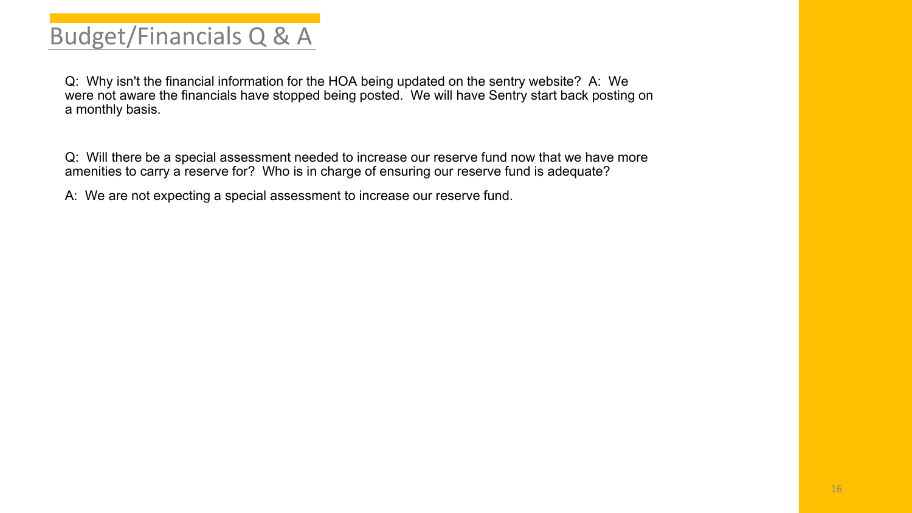# Budget/Financials Q & A

Q: Why isn't the financial information for the HOA being updated on the sentry website? A: We were not aware the financials have stopped being posted. We will have Sentry start back posting on a monthly basis.

Q: Will there be a special assessment needed to increase our reserve fund now that we have more amenities to carry a reserve for? Who is in charge of ensuring our reserve fund is adequate?

A: We are not expecting a special assessment to increase our reserve fund.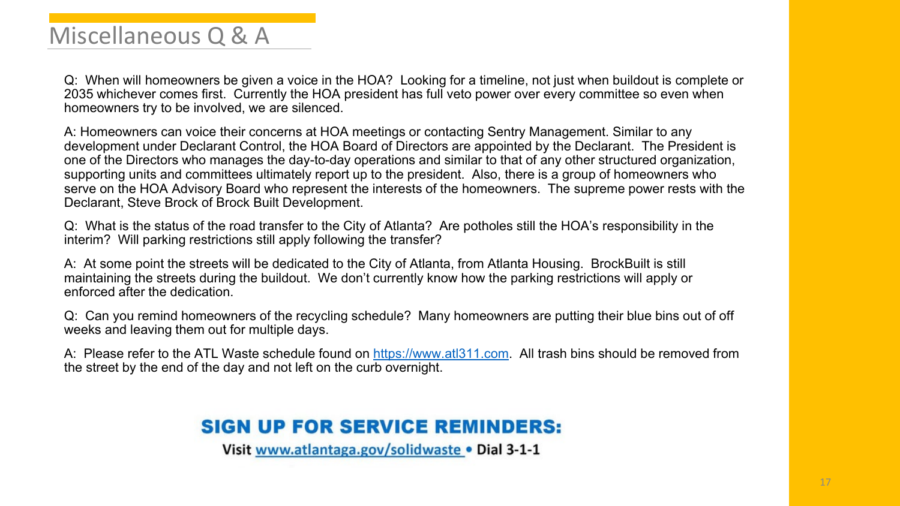# Miscellaneous Q & A

Q: When will homeowners be given a voice in the HOA? Looking for a timeline, not just when buildout is complete or 2035 whichever comes first. Currently the HOA president has full veto power over every committee so even when homeowners try to be involved, we are silenced.

A: Homeowners can voice their concerns at HOA meetings or contacting Sentry Management. Similar to any development under Declarant Control, the HOA Board of Directors are appointed by the Declarant. The President is one of the Directors who manages the day-to-day operations and similar to that of any other structured organization, supporting units and committees ultimately report up to the president. Also, there is a group of homeowners who serve on the HOA Advisory Board who represent the interests of the homeowners. The supreme power rests with the Declarant, Steve Brock of Brock Built Development.

Q: What is the status of the road transfer to the City of Atlanta? Are potholes still the HOA's responsibility in the interim? Will parking restrictions still apply following the transfer?

A: At some point the streets will be dedicated to the City of Atlanta, from Atlanta Housing. BrockBuilt is still maintaining the streets during the buildout. We don't currently know how the parking restrictions will apply or enforced after the dedication.

Q: Can you remind homeowners of the recycling schedule? Many homeowners are putting their blue bins out of off weeks and leaving them out for multiple days.

A: Please refer to the ATL Waste schedule found on [https://www.atl311.com](https://www.atl311.com). All trash bins should be removed from the street by the end of the day and not left on the curb overnight.

**SIGN UP FOR SERVICE REMINDERS:**

**Visit [www.atlantaga.gov/solidwaste](www.atlantaga.gov/solidwaste) • Dial 3-1-1**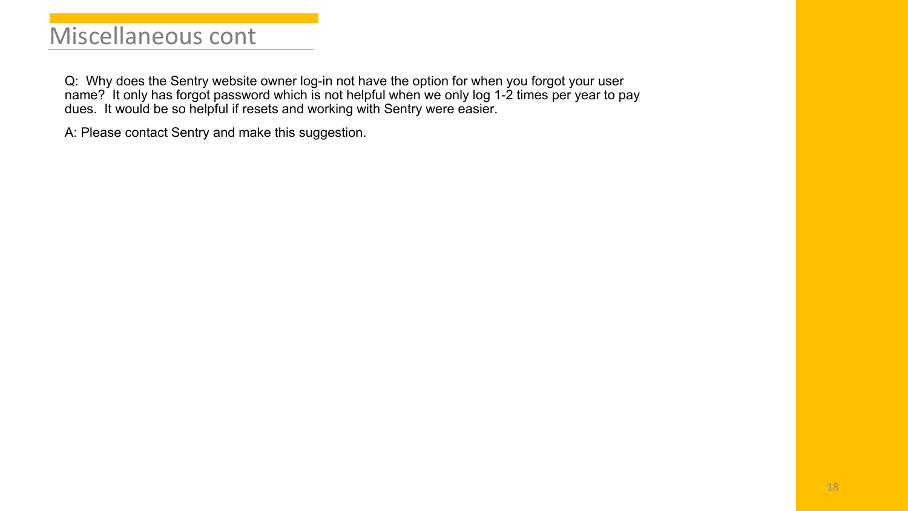# Miscellaneous cont

Q: Why does the Sentry website owner log-in not have the option for when you forgot your user name? It only has forgot password which is not helpful when we only log 1-2 times per year to pay dues. It would be so helpful if resets and working with Sentry were easier.

A: Please contact Sentry and make this suggestion.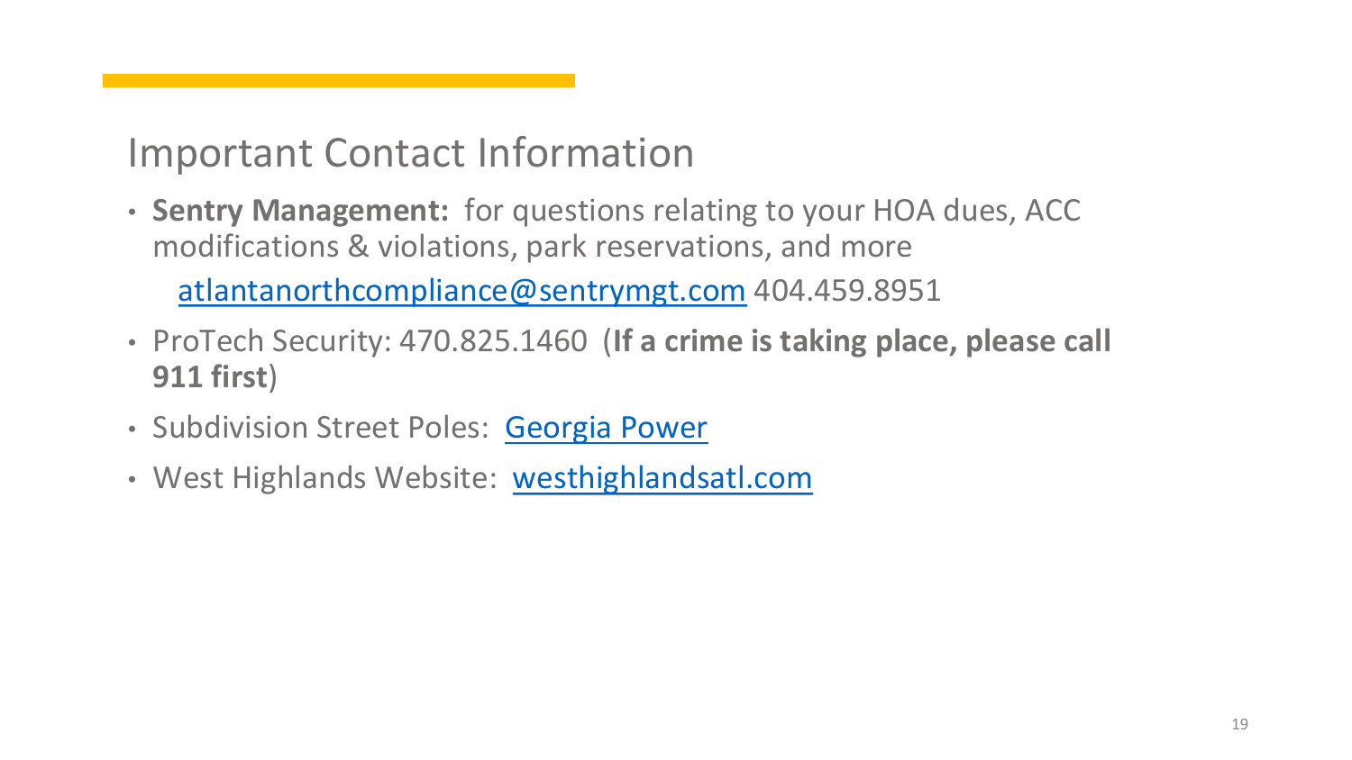## Important Contact Information

- **Sentry Management:** for questions relating to your HOA dues, ACC modifications & violations, park reservations, and more
  atlantanorthcompliance@sentrymgt.com 404.459.8951
- ProTech Security: 470.825.1460 (**If a crime is taking place, please call 911 first**)
- Subdivision Street Poles: Georgia Power
- West Highlands Website: westhighlandsatl.com